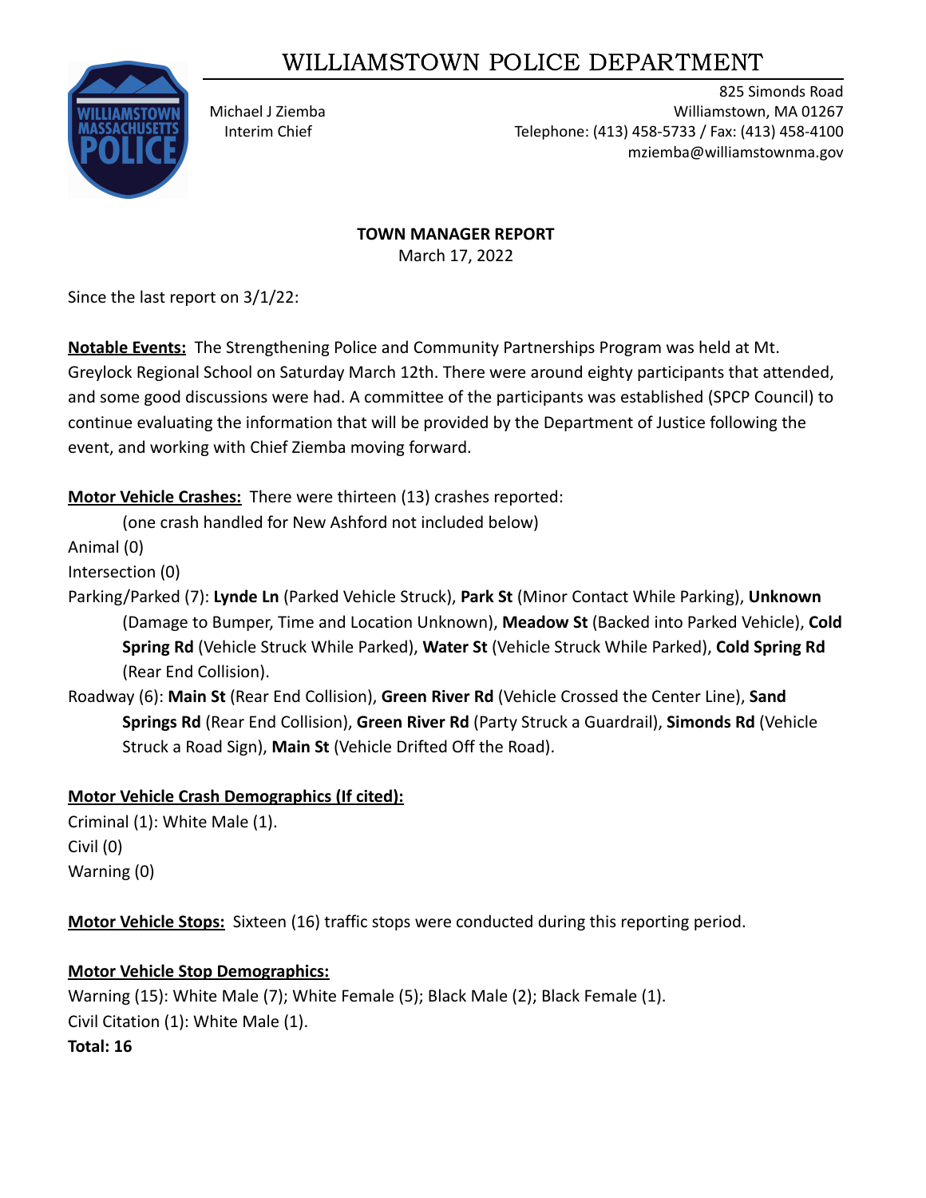# WILLIAMSTOWN POLICE DEPARTMENT

Michael J Ziemba
Interim Chief

825 Simonds Road
Williamstown, MA 01267
Telephone: (413) 458-5733 / Fax: (413) 458-4100
mziemba@williamstownma.gov

**TOWN MANAGER REPORT**
March 17, 2022

Since the last report on 3/1/22:

**Notable Events:** The Strengthening Police and Community Partnerships Program was held at Mt. Greylock Regional School on Saturday March 12th. There were around eighty participants that attended, and some good discussions were had. A committee of the participants was established (SPCP Council) to continue evaluating the information that will be provided by the Department of Justice following the event, and working with Chief Ziemba moving forward.

**Motor Vehicle Crashes:** There were thirteen (13) crashes reported:
(one crash handled for New Ashford not included below)

Animal (0)

Intersection (0)

Parking/Parked (7): **Lynde Ln** (Parked Vehicle Struck), **Park St** (Minor Contact While Parking), **Unknown** (Damage to Bumper, Time and Location Unknown), **Meadow St** (Backed into Parked Vehicle), **Cold Spring Rd** (Vehicle Struck While Parked), **Water St** (Vehicle Struck While Parked), **Cold Spring Rd** (Rear End Collision).

Roadway (6): **Main St** (Rear End Collision), **Green River Rd** (Vehicle Crossed the Center Line), **Sand Springs Rd** (Rear End Collision), **Green River Rd** (Party Struck a Guardrail), **Simonds Rd** (Vehicle Struck a Road Sign), **Main St** (Vehicle Drifted Off the Road).

**Motor Vehicle Crash Demographics (If cited):**

Criminal (1): White Male (1).

Civil (0)

Warning (0)

**Motor Vehicle Stops:** Sixteen (16) traffic stops were conducted during this reporting period.

**Motor Vehicle Stop Demographics:**

Warning (15): White Male (7); White Female (5); Black Male (2); Black Female (1).

Civil Citation (1): White Male (1).

**Total: 16**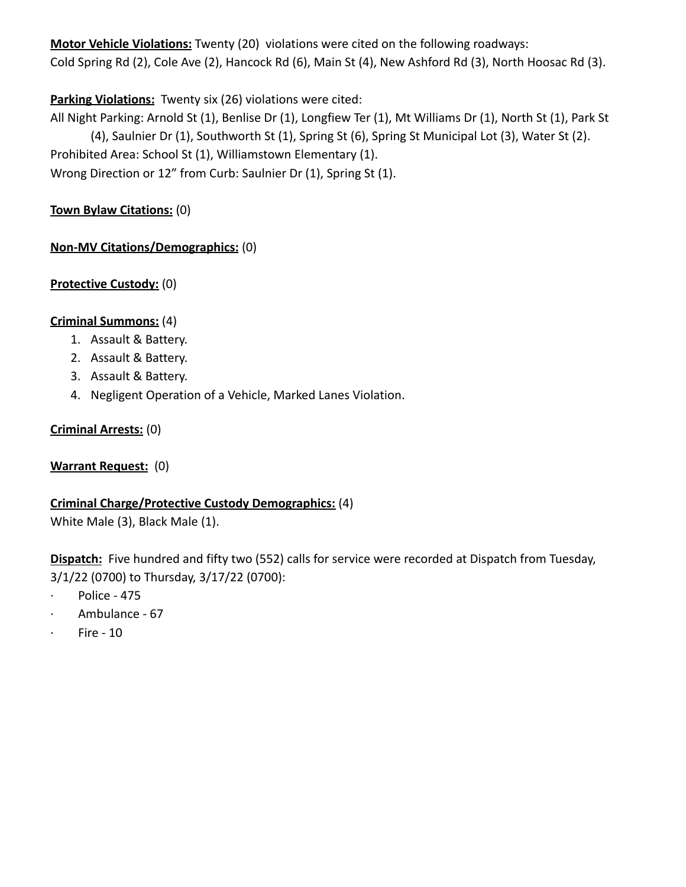**Motor Vehicle Violations:** Twenty (20) violations were cited on the following roadways:
Cold Spring Rd (2), Cole Ave (2), Hancock Rd (6), Main St (4), New Ashford Rd (3), North Hoosac Rd (3).

**Parking Violations:** Twenty six (26) violations were cited:
All Night Parking: Arnold St (1), Benlise Dr (1), Longfiew Ter (1), Mt Williams Dr (1), North St (1), Park St (4), Saulnier Dr (1), Southworth St (1), Spring St (6), Spring St Municipal Lot (3), Water St (2).
Prohibited Area: School St (1), Williamstown Elementary (1).
Wrong Direction or 12" from Curb: Saulnier Dr (1), Spring St (1).

**Town Bylaw Citations:** (0)

**Non-MV Citations/Demographics:** (0)

**Protective Custody:** (0)

**Criminal Summons:** (4)

1. Assault & Battery.
2. Assault & Battery.
3. Assault & Battery.
4. Negligent Operation of a Vehicle, Marked Lanes Violation.

**Criminal Arrests:** (0)

**Warrant Request:** (0)

**Criminal Charge/Protective Custody Demographics:** (4)
White Male (3), Black Male (1).

**Dispatch:** Five hundred and fifty two (552) calls for service were recorded at Dispatch from Tuesday, 3/1/22 (0700) to Thursday, 3/17/22 (0700):

- Police - 475
- Ambulance - 67
- Fire - 10